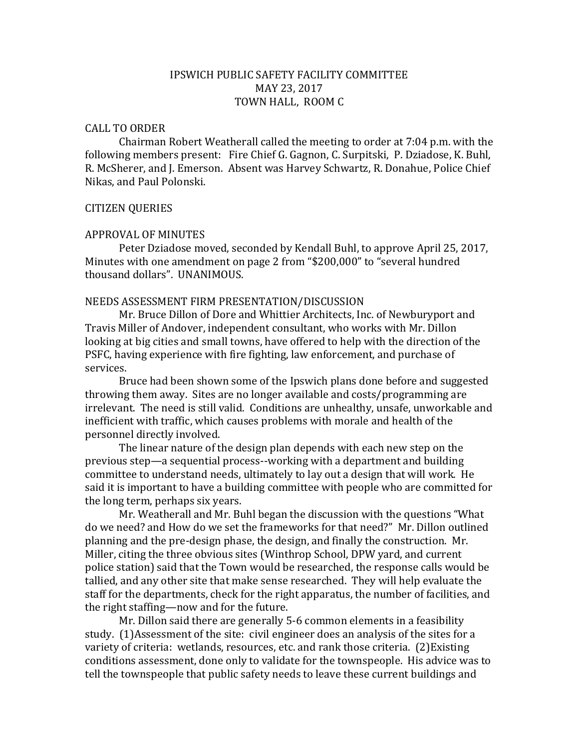# IPSWICH PUBLIC SAFETY FACILITY COMMITTEE
## MAY 23, 2017
## TOWN HALL, ROOM C

CALL TO ORDER

Chairman Robert Weatherall called the meeting to order at 7:04 p.m. with the following members present: Fire Chief G. Gagnon, C. Surpitski, P. Dziadose, K. Buhl, R. McSherer, and J. Emerson. Absent was Harvey Schwartz, R. Donahue, Police Chief Nikas, and Paul Polonski.

CITIZEN QUERIES

APPROVAL OF MINUTES

Peter Dziadose moved, seconded by Kendall Buhl, to approve April 25, 2017, Minutes with one amendment on page 2 from "$200,000" to "several hundred thousand dollars". UNANIMOUS.

NEEDS ASSESSMENT FIRM PRESENTATION/DISCUSSION

Mr. Bruce Dillon of Dore and Whittier Architects, Inc. of Newburyport and Travis Miller of Andover, independent consultant, who works with Mr. Dillon looking at big cities and small towns, have offered to help with the direction of the PSFC, having experience with fire fighting, law enforcement, and purchase of services.

Bruce had been shown some of the Ipswich plans done before and suggested throwing them away. Sites are no longer available and costs/programming are irrelevant. The need is still valid. Conditions are unhealthy, unsafe, unworkable and inefficient with traffic, which causes problems with morale and health of the personnel directly involved.

The linear nature of the design plan depends with each new step on the previous step—a sequential process--working with a department and building committee to understand needs, ultimately to lay out a design that will work. He said it is important to have a building committee with people who are committed for the long term, perhaps six years.

Mr. Weatherall and Mr. Buhl began the discussion with the questions "What do we need? and How do we set the frameworks for that need?" Mr. Dillon outlined planning and the pre-design phase, the design, and finally the construction. Mr. Miller, citing the three obvious sites (Winthrop School, DPW yard, and current police station) said that the Town would be researched, the response calls would be tallied, and any other site that make sense researched. They will help evaluate the staff for the departments, check for the right apparatus, the number of facilities, and the right staffing—now and for the future.

Mr. Dillon said there are generally 5-6 common elements in a feasibility study. (1)Assessment of the site: civil engineer does an analysis of the sites for a variety of criteria: wetlands, resources, etc. and rank those criteria. (2)Existing conditions assessment, done only to validate for the townspeople. His advice was to tell the townspeople that public safety needs to leave these current buildings and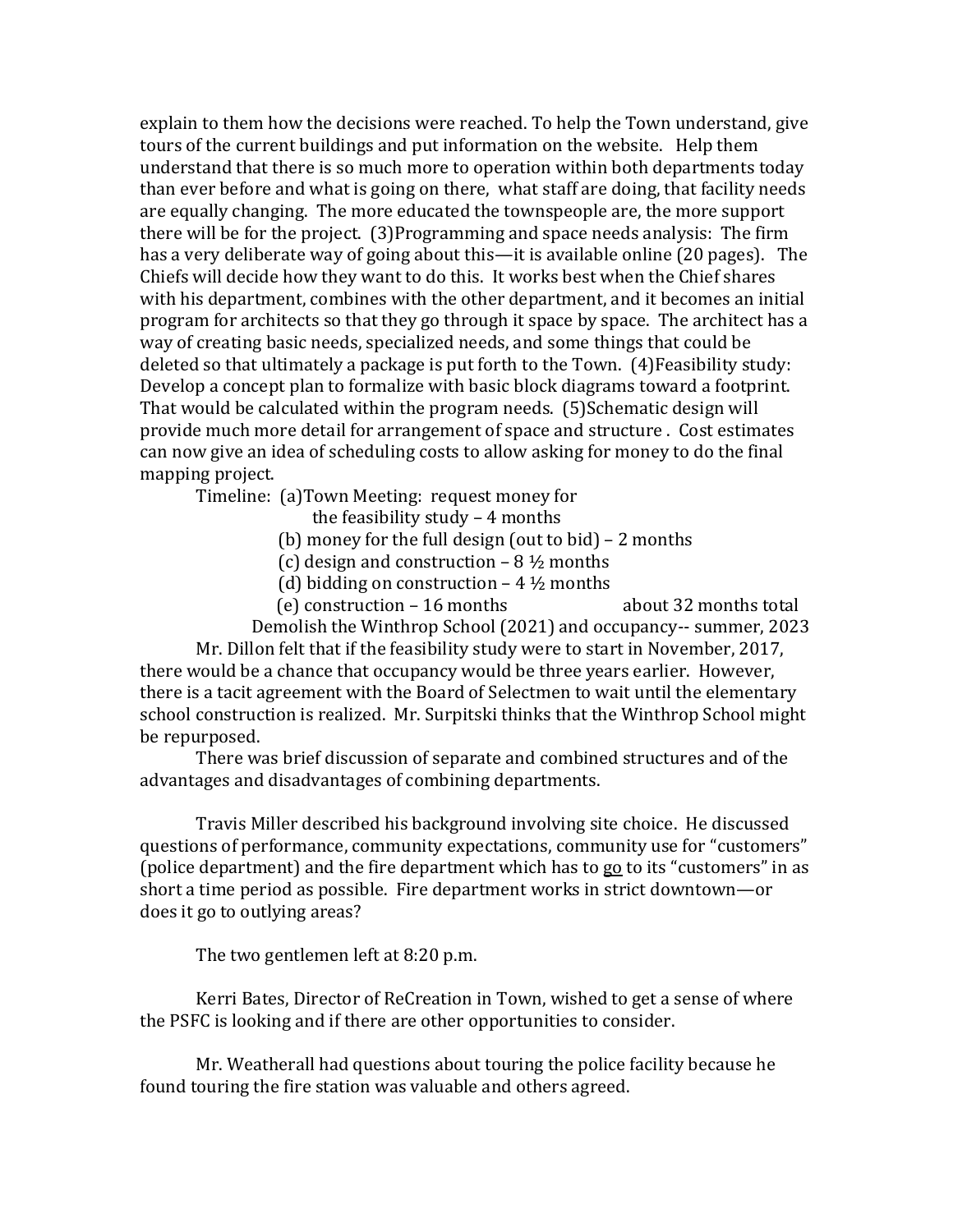explain to them how the decisions were reached. To help the Town understand, give tours of the current buildings and put information on the website. Help them understand that there is so much more to operation within both departments today than ever before and what is going on there, what staff are doing, that facility needs are equally changing. The more educated the townspeople are, the more support there will be for the project. (3)Programming and space needs analysis: The firm has a very deliberate way of going about this—it is available online (20 pages). The Chiefs will decide how they want to do this. It works best when the Chief shares with his department, combines with the other department, and it becomes an initial program for architects so that they go through it space by space. The architect has a way of creating basic needs, specialized needs, and some things that could be deleted so that ultimately a package is put forth to the Town. (4)Feasibility study: Develop a concept plan to formalize with basic block diagrams toward a footprint. That would be calculated within the program needs. (5)Schematic design will provide much more detail for arrangement of space and structure . Cost estimates can now give an idea of scheduling costs to allow asking for money to do the final mapping project.

Timeline: (a)Town Meeting: request money for
the feasibility study – 4 months
(b) money for the full design (out to bid) – 2 months
(c) design and construction – 8 ½ months
(d) bidding on construction – 4 ½ months
(e) construction – 16 months about 32 months total
Demolish the Winthrop School (2021) and occupancy-- summer, 2023

Mr. Dillon felt that if the feasibility study were to start in November, 2017, there would be a chance that occupancy would be three years earlier. However, there is a tacit agreement with the Board of Selectmen to wait until the elementary school construction is realized. Mr. Surpitski thinks that the Winthrop School might be repurposed.

There was brief discussion of separate and combined structures and of the advantages and disadvantages of combining departments.

Travis Miller described his background involving site choice. He discussed questions of performance, community expectations, community use for "customers" (police department) and the fire department which has to go to its "customers" in as short a time period as possible. Fire department works in strict downtown—or does it go to outlying areas?

The two gentlemen left at 8:20 p.m.

Kerri Bates, Director of ReCreation in Town, wished to get a sense of where the PSFC is looking and if there are other opportunities to consider.

Mr. Weatherall had questions about touring the police facility because he found touring the fire station was valuable and others agreed.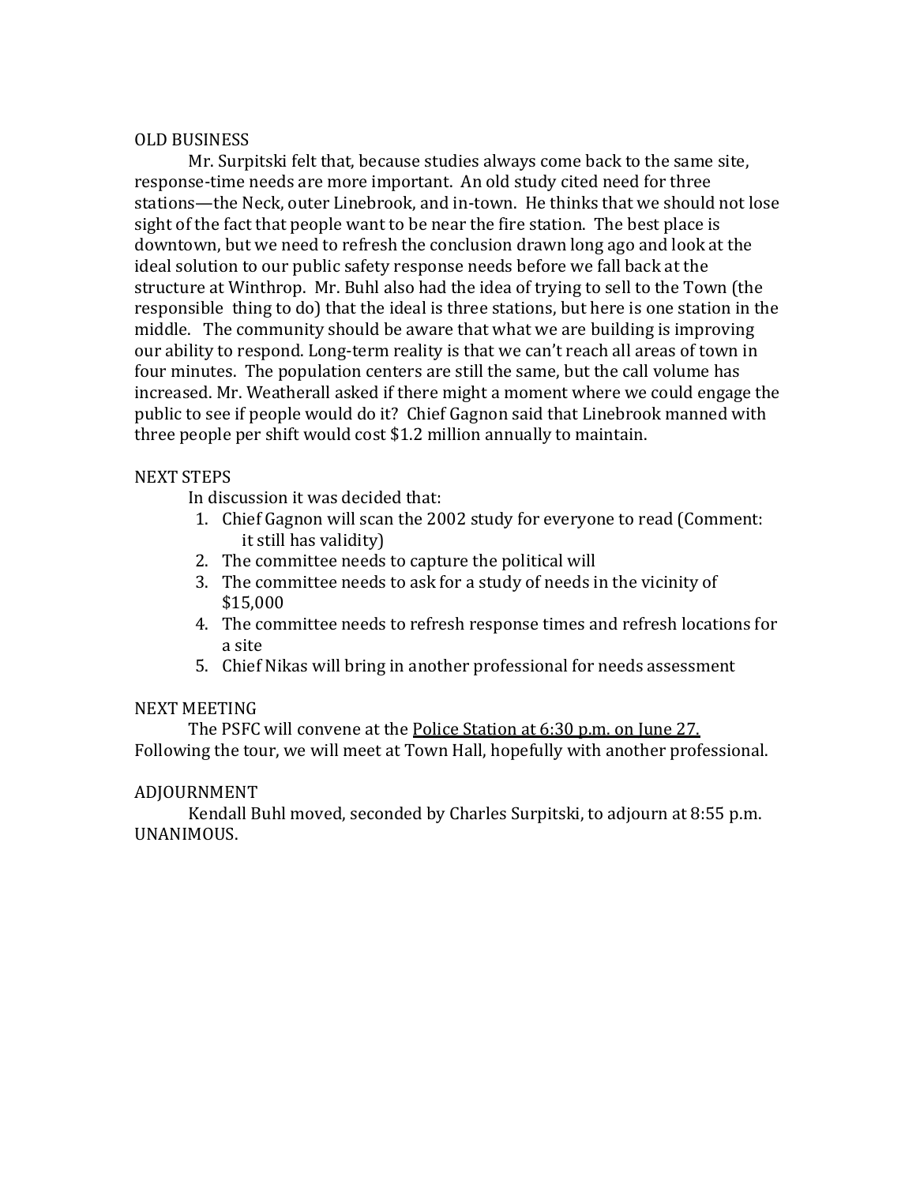## OLD BUSINESS

Mr. Surpitski felt that, because studies always come back to the same site, response-time needs are more important. An old study cited need for three stations—the Neck, outer Linebrook, and in-town. He thinks that we should not lose sight of the fact that people want to be near the fire station. The best place is downtown, but we need to refresh the conclusion drawn long ago and look at the ideal solution to our public safety response needs before we fall back at the structure at Winthrop. Mr. Buhl also had the idea of trying to sell to the Town (the responsible thing to do) that the ideal is three stations, but here is one station in the middle. The community should be aware that what we are building is improving our ability to respond. Long-term reality is that we can't reach all areas of town in four minutes. The population centers are still the same, but the call volume has increased. Mr. Weatherall asked if there might a moment where we could engage the public to see if people would do it? Chief Gagnon said that Linebrook manned with three people per shift would cost $1.2 million annually to maintain.

## NEXT STEPS

In discussion it was decided that:

1. Chief Gagnon will scan the 2002 study for everyone to read (Comment: it still has validity)
2. The committee needs to capture the political will
3. The committee needs to ask for a study of needs in the vicinity of $15,000
4. The committee needs to refresh response times and refresh locations for a site
5. Chief Nikas will bring in another professional for needs assessment

## NEXT MEETING

The PSFC will convene at the <u>Police Station at 6:30 p.m. on June 27.</u> Following the tour, we will meet at Town Hall, hopefully with another professional.

## ADJOURNMENT

Kendall Buhl moved, seconded by Charles Surpitski, to adjourn at 8:55 p.m. UNANIMOUS.